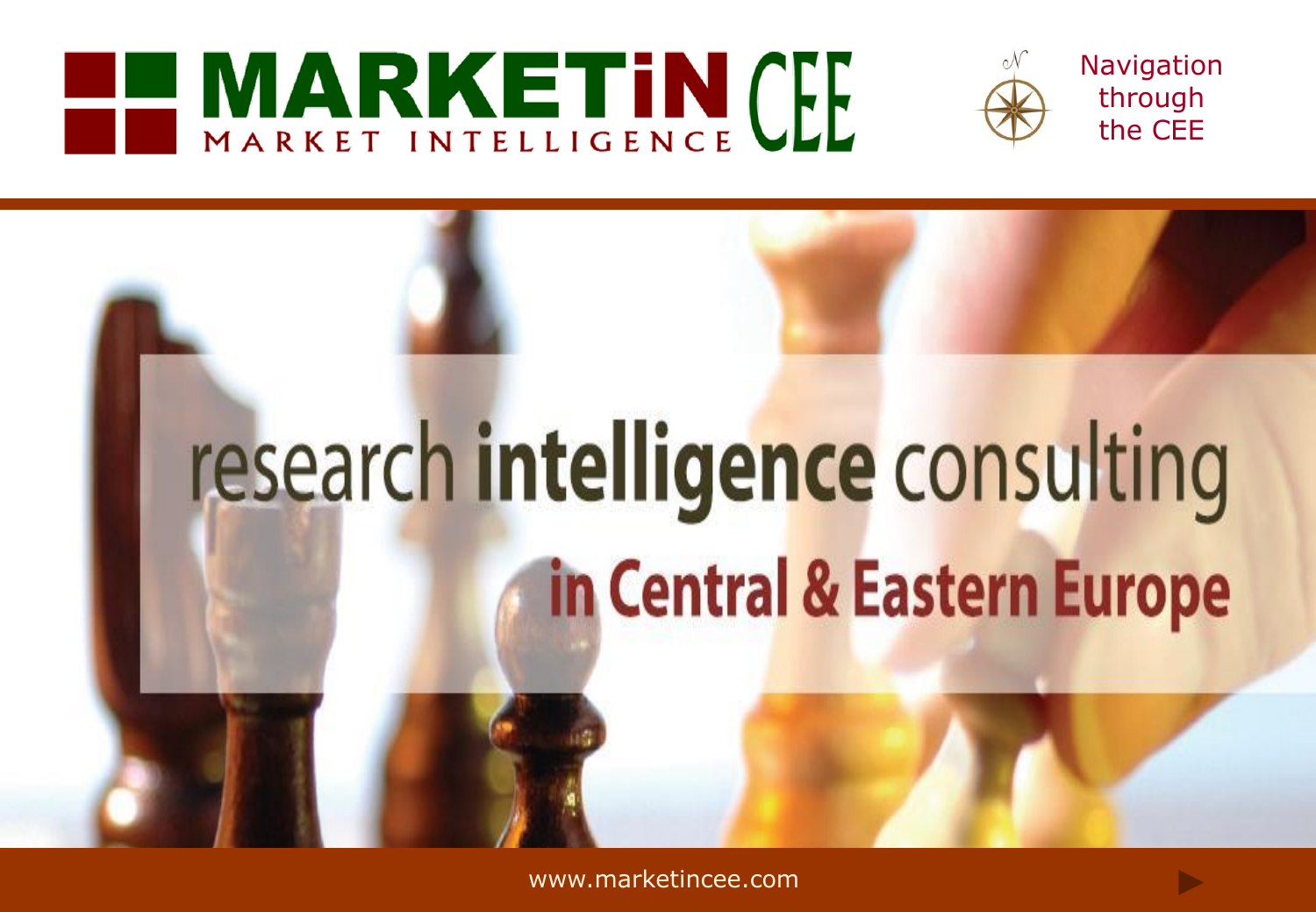# MARKETiN CEE

MARKET INTELLIGENCE

Navigation through the CEE

## research **intelligence** consulting

## in Central & Eastern Europe

www.marketincee.com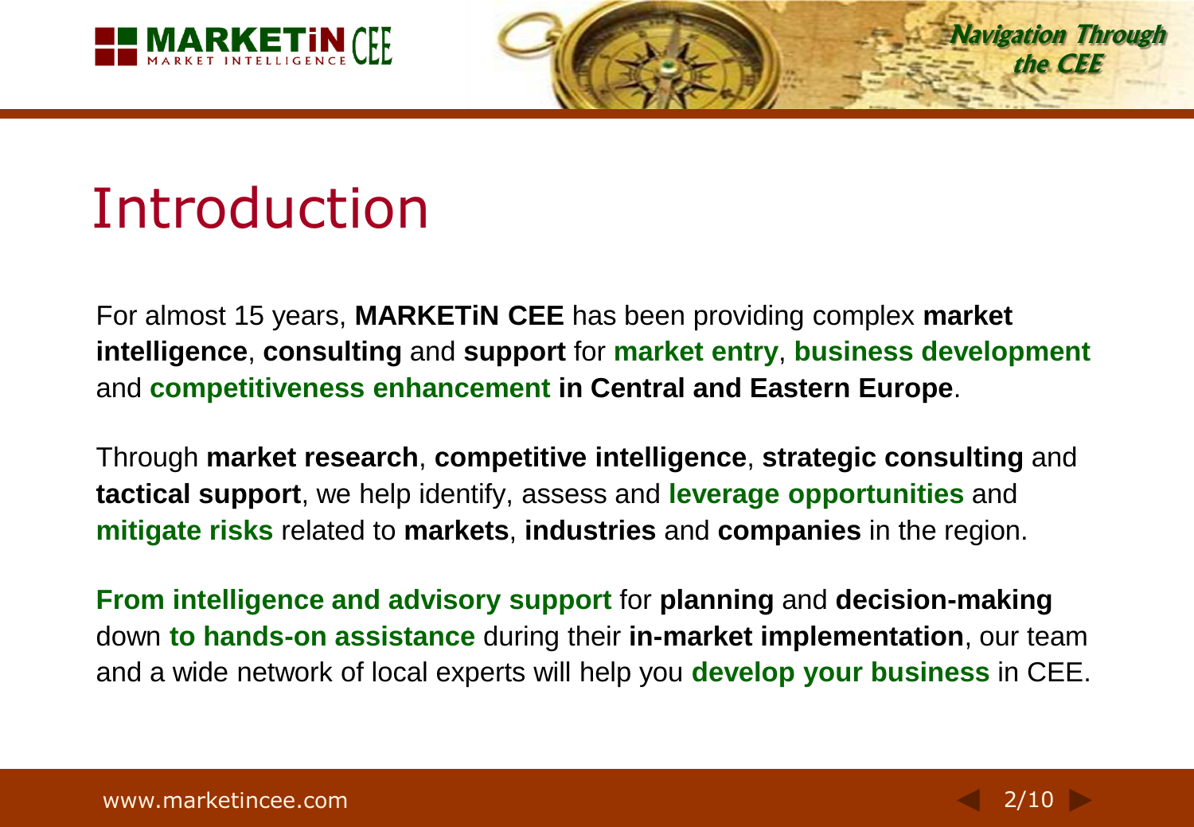# Introduction

For almost 15 years, **MARKETiN CEE** has been providing complex **market intelligence**, **consulting** and **support** for **market entry**, **business development** and **competitiveness enhancement** **in Central and Eastern Europe**.

Through **market research**, **competitive intelligence**, **strategic consulting** and **tactical support**, we help identify, assess and **leverage opportunities** and **mitigate risks** related to **markets**, **industries** and **companies** in the region.

**From intelligence and advisory support** for **planning** and **decision-making** down **to hands-on assistance** during their **in-market implementation**, our team and a wide network of local experts will help you **develop your business** in CEE.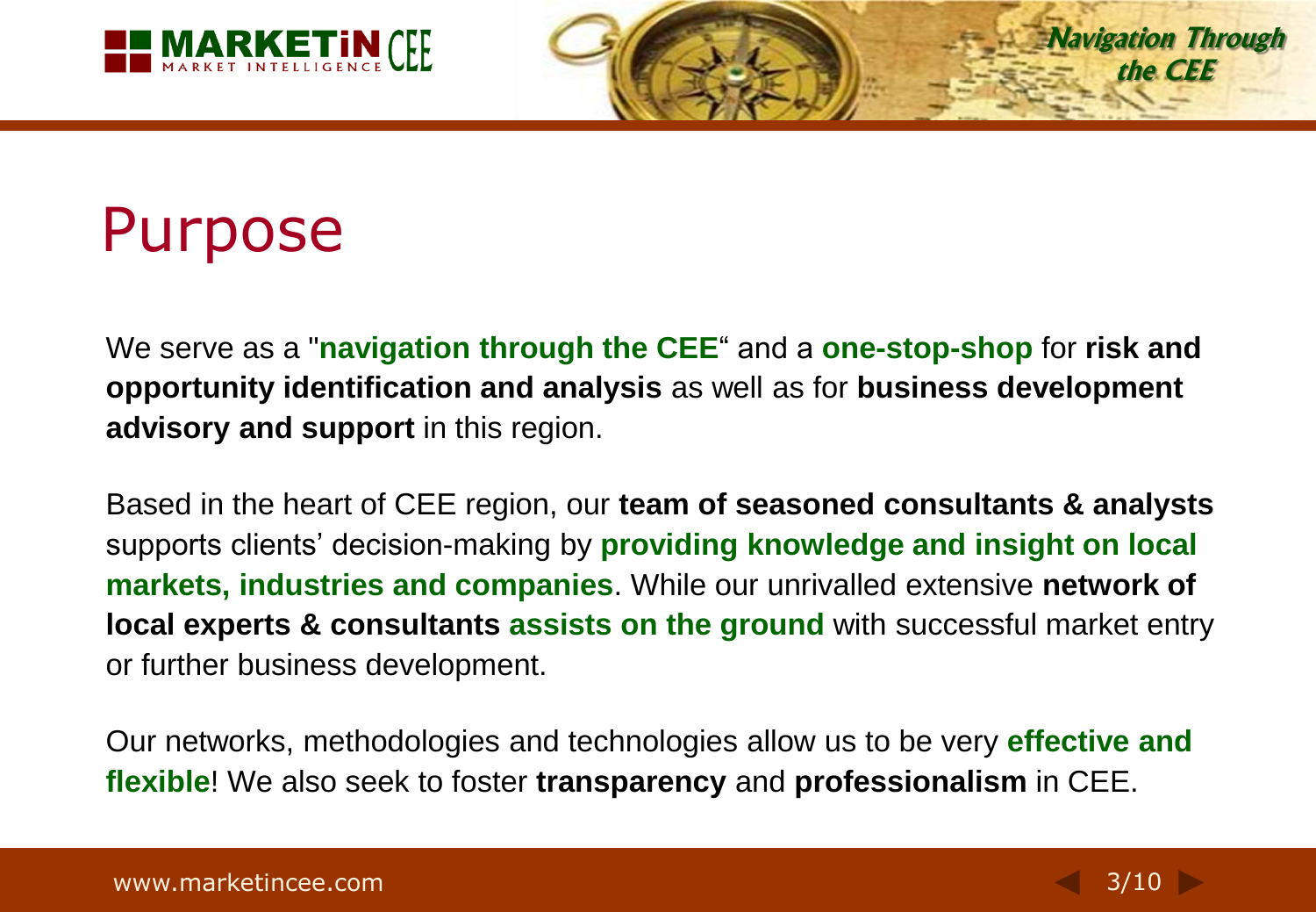# Purpose

We serve as a "**navigation through the CEE**“ and a **one-stop-shop** for **risk and opportunity identification and analysis** as well as for **business development advisory and support** in this region.

Based in the heart of CEE region, our **team of seasoned consultants & analysts** supports clients' decision-making by **providing knowledge and insight on local markets, industries and companies**. While our unrivalled extensive **network of local experts & consultants** **assists on the ground** with successful market entry or further business development.

Our networks, methodologies and technologies allow us to be very **effective and flexible**! We also seek to foster **transparency** and **professionalism** in CEE.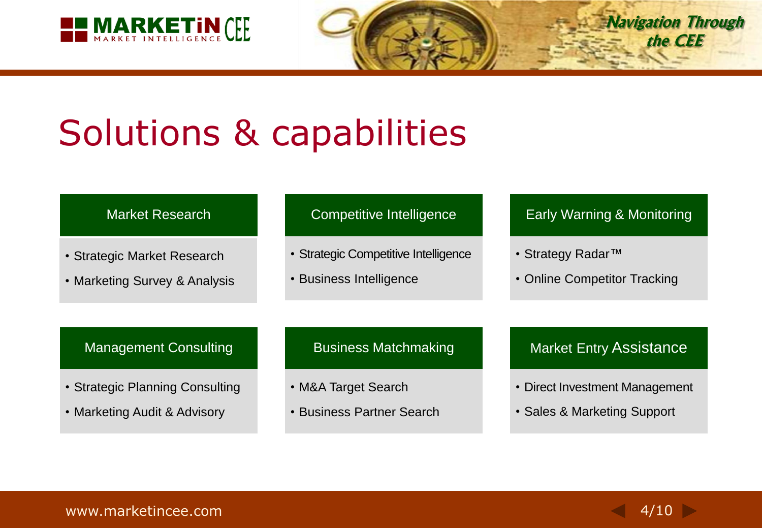# Solutions & capabilities

### Market Research

- Strategic Market Research
- Marketing Survey & Analysis

### Competitive Intelligence

- Strategic Competitive Intelligence
- Business Intelligence

### Early Warning & Monitoring

- Strategy Radar™
- Online Competitor Tracking

### Management Consulting

- Strategic Planning Consulting
- Marketing Audit & Advisory

### Business Matchmaking

- M&A Target Search
- Business Partner Search

### Market Entry Assistance

- Direct Investment Management
- Sales & Marketing Support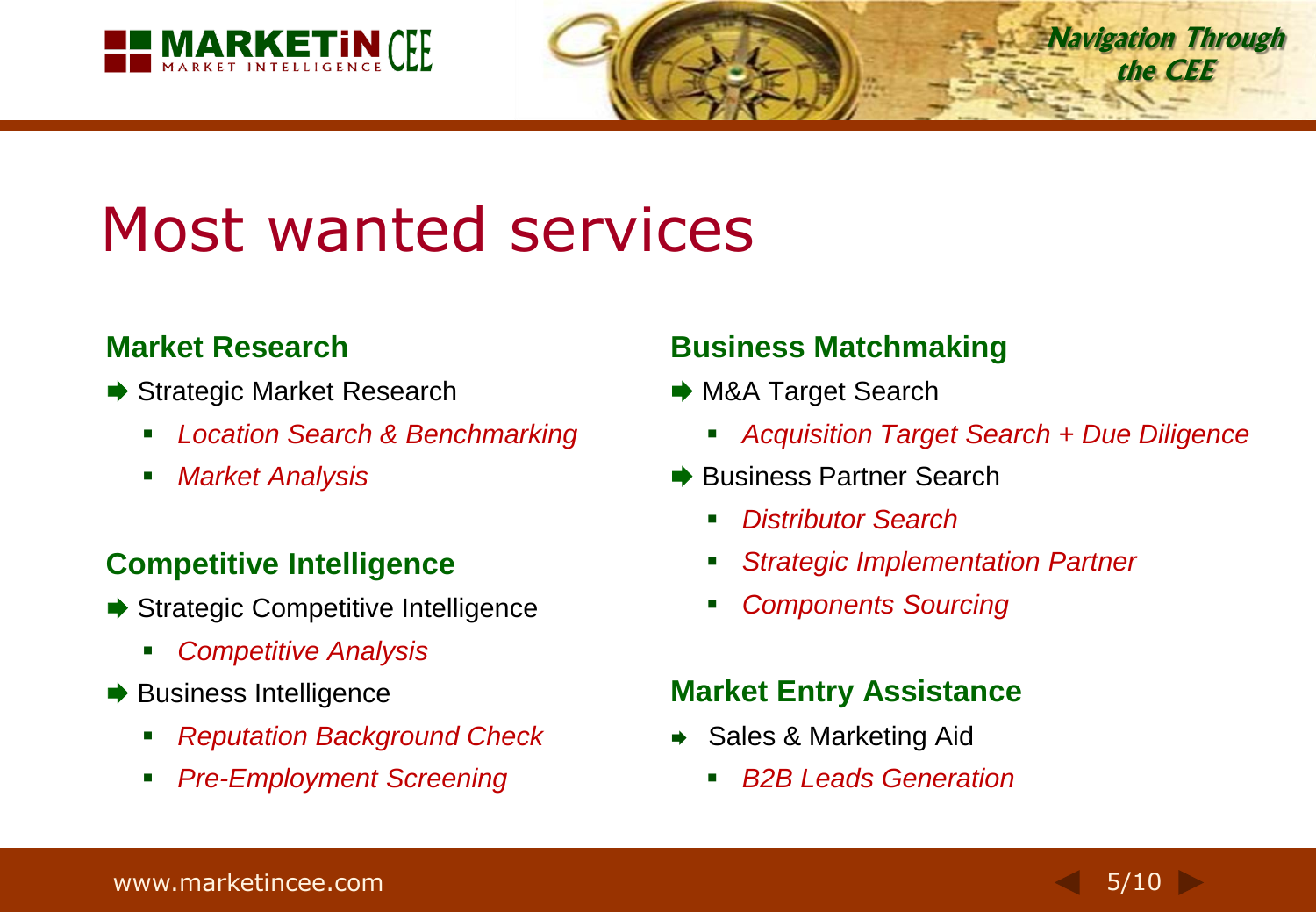# Most wanted services

## Market Research

- Strategic Market Research
  - *Location Search & Benchmarking*
  - *Market Analysis*

## Competitive Intelligence

- Strategic Competitive Intelligence
  - *Competitive Analysis*
- Business Intelligence
  - *Reputation Background Check*
  - *Pre-Employment Screening*

## Business Matchmaking

- M&A Target Search
  - *Acquisition Target Search + Due Diligence*
- Business Partner Search
  - *Distributor Search*
  - *Strategic Implementation Partner*
  - *Components Sourcing*

## Market Entry Assistance

- Sales & Marketing Aid
  - *B2B Leads Generation*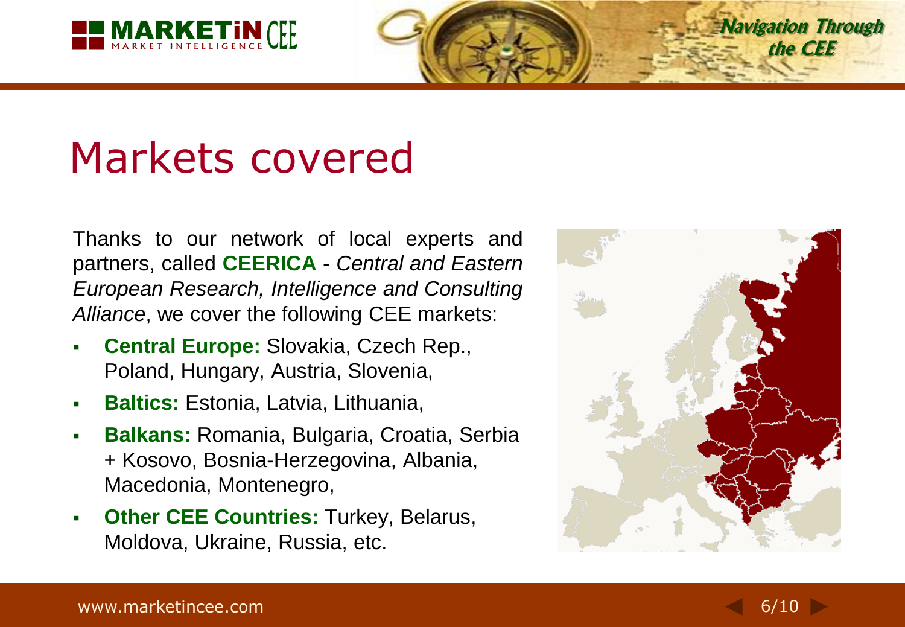# Markets covered

Thanks to our network of local experts and partners, called **CEERICA** - *Central and Eastern European Research, Intelligence and Consulting Alliance*, we cover the following CEE markets:

- **Central Europe:** Slovakia, Czech Rep., Poland, Hungary, Austria, Slovenia,
- **Baltics:** Estonia, Latvia, Lithuania,
- **Balkans:** Romania, Bulgaria, Croatia, Serbia + Kosovo, Bosnia-Herzegovina, Albania, Macedonia, Montenegro,
- **Other CEE Countries:** Turkey, Belarus, Moldova, Ukraine, Russia, etc.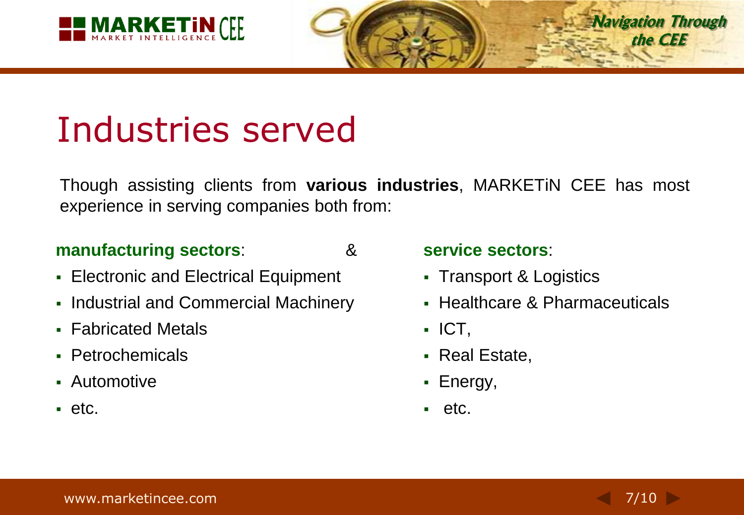# Industries served

Though assisting clients from **various industries**, MARKETiN CEE has most experience in serving companies both from:

**manufacturing sectors**: &

- Electronic and Electrical Equipment
- Industrial and Commercial Machinery
- Fabricated Metals
- Petrochemicals
- Automotive
- etc.

**service sectors**:

- Transport & Logistics
- Healthcare & Pharmaceuticals
- ICT,
- Real Estate,
- Energy,
- etc.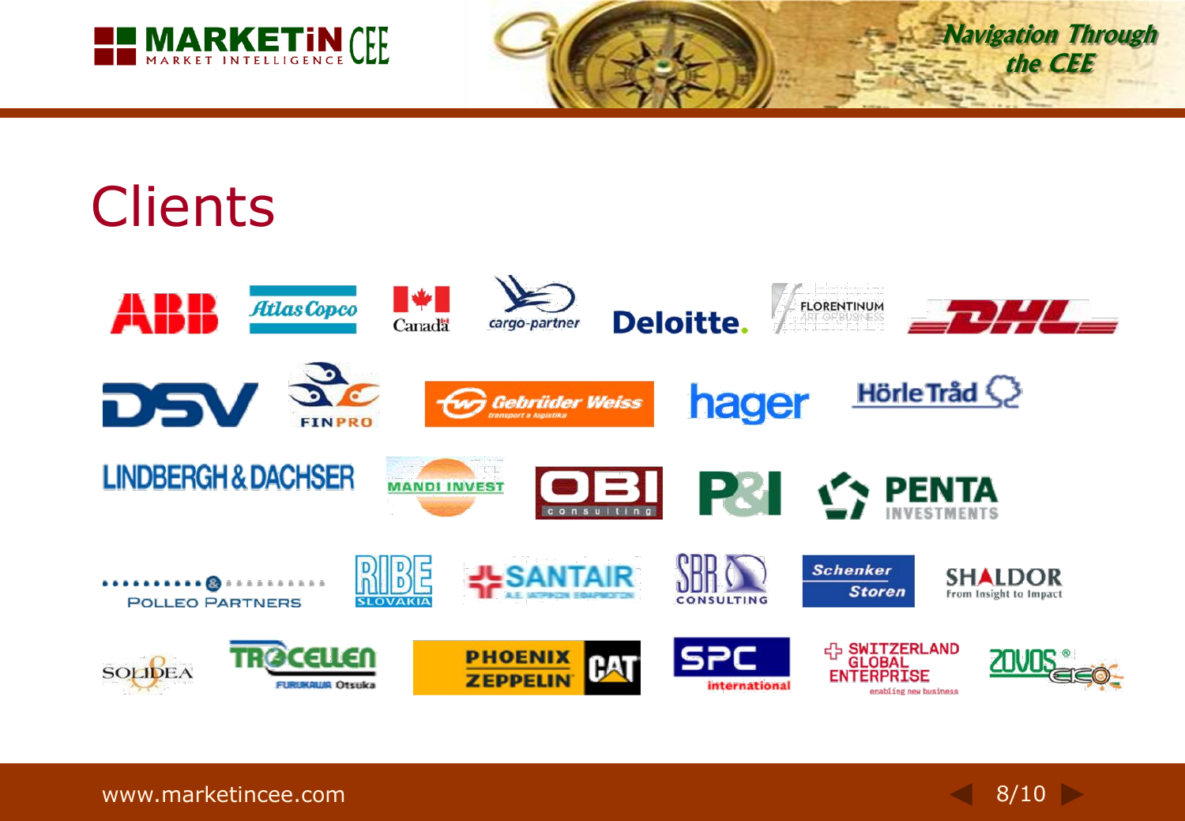# Clients

ABB, Atlas Copco, Canada, cargo-partner, Deloitte., FLORENTINUM ART OF BUSINESS, DHL

DSV, FINPRO, Gebrüder Weiss transport a logistika, hager, HörleTråd

LINDBERGH & DACHSER, MANDI INVEST, OBI consulting, P&I, PENTA INVESTMENTS

POLLEO PARTNERS, RIBE SLOVAKIA, SANTAIR, SBR CONSULTING, Schenker Storen, SHALDOR From Insight to Impact

SOLIDEA, TROCELLEN FURUKAWA Otsuka, PHOENIX ZEPPELIN CAT, SPC international, SWITZERLAND GLOBAL ENTERPRISE enabling new business, ZOVOS ECO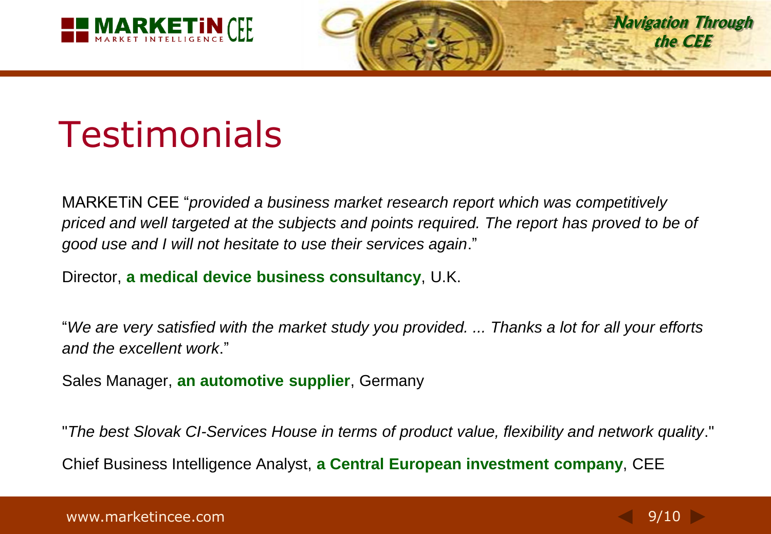# Testimonials

MARKETiN CEE "*provided a business market research report which was competitively priced and well targeted at the subjects and points required. The report has proved to be of good use and I will not hesitate to use their services again*."

Director, **a medical device business consultancy**, U.K.

"*We are very satisfied with the market study you provided. ... Thanks a lot for all your efforts and the excellent work*."

Sales Manager, **an automotive supplier**, Germany

"*The best Slovak CI-Services House in terms of product value, flexibility and network quality*."

Chief Business Intelligence Analyst, **a Central European investment company**, CEE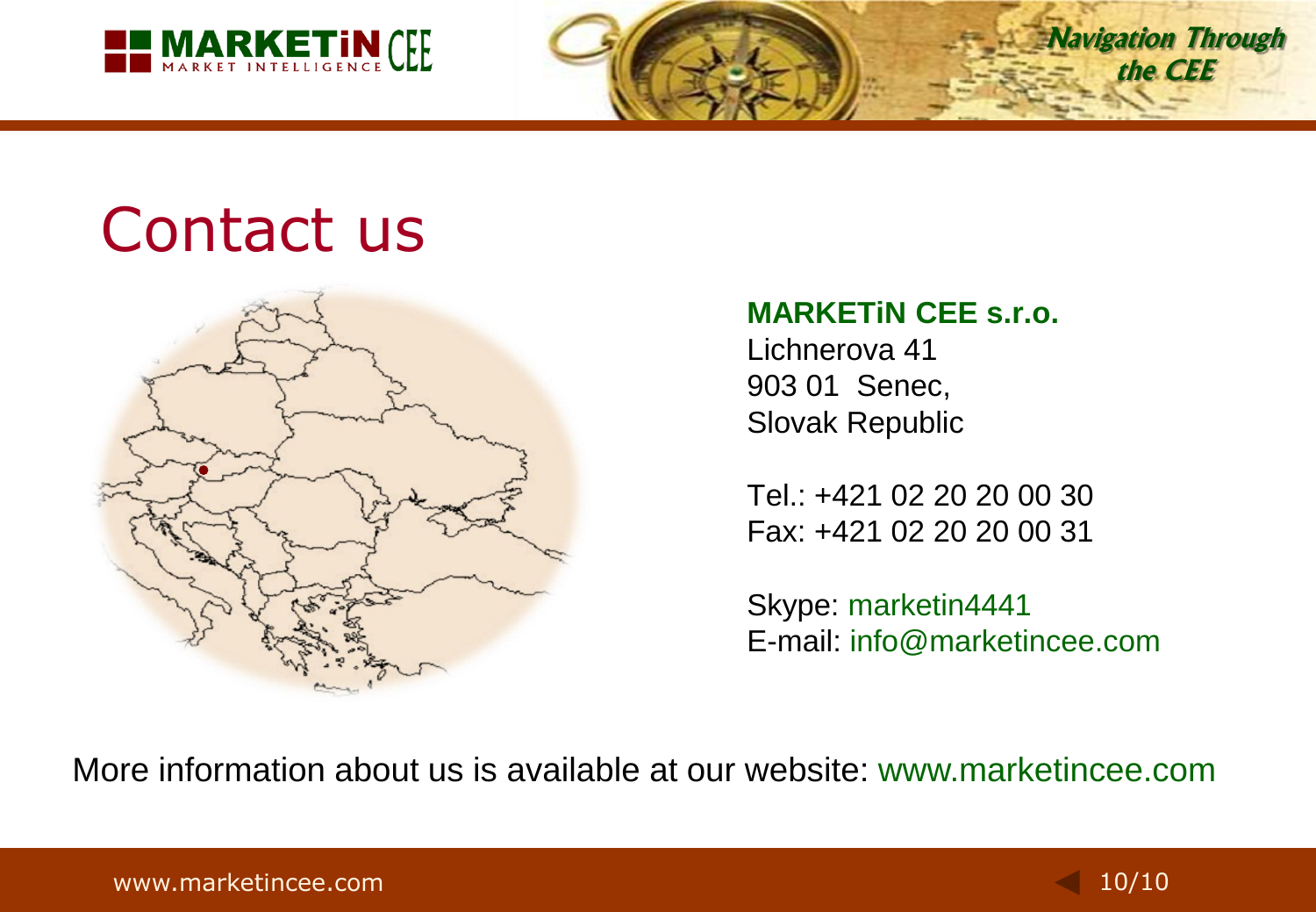# Contact us

**MARKETiN CEE s.r.o.**
Lichnerova 41
903 01 Senec,
Slovak Republic

Tel.: +421 02 20 20 00 30
Fax: +421 02 20 20 00 31

Skype: marketin4441
E-mail: info@marketincee.com

More information about us is available at our website: www.marketincee.com